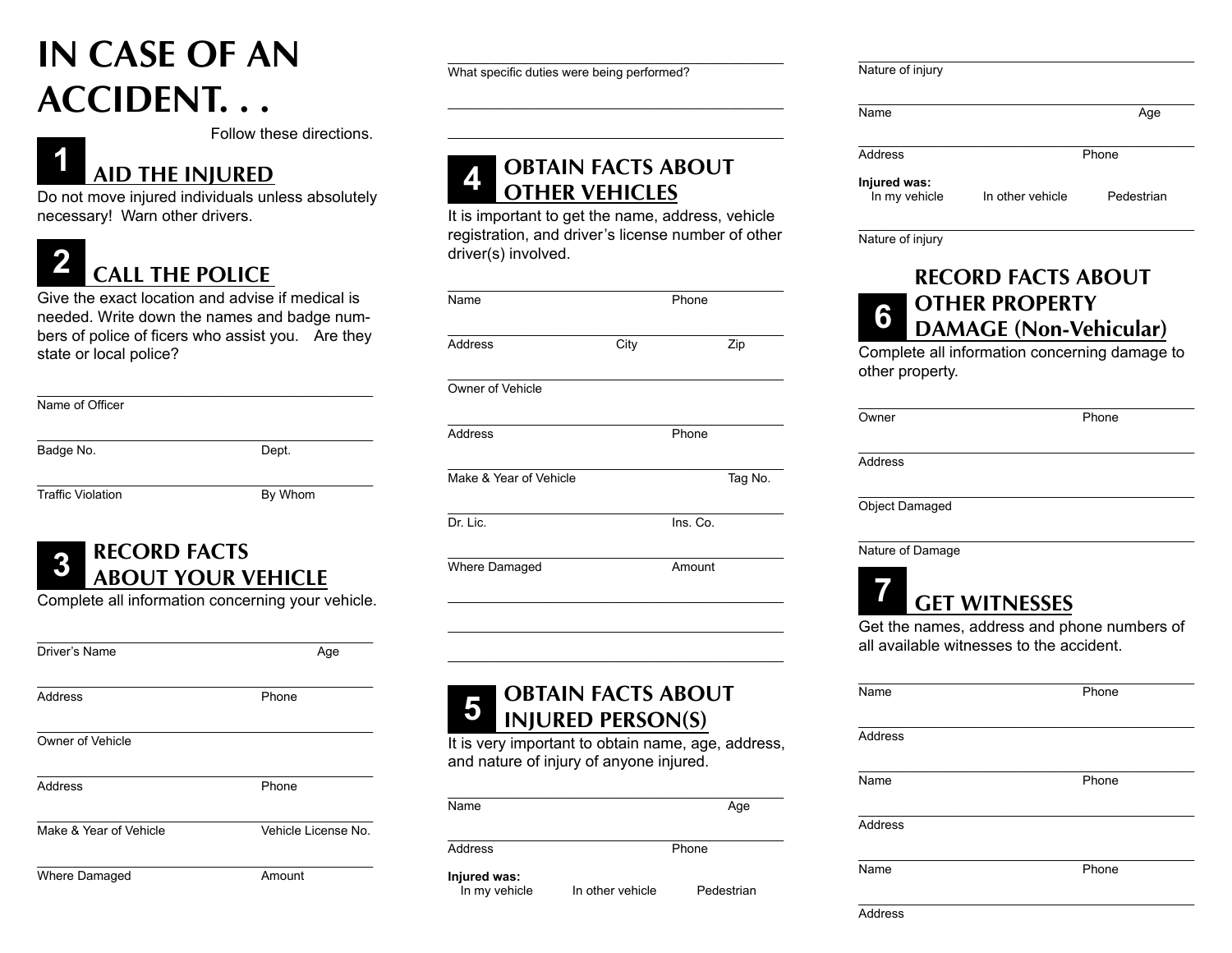# IN CASE OF AN ACCIDENT. . .

Follow these directions.

## 1 AID THE INJURED

Do not move injured individuals unless absolutely necessary! Warn other drivers.

## 2 CALL THE POLICE

Give the exact location and advise if medical is needed. Write down the names and badge numbers of police of ficers who assist you. Are they state or local police?

Name of Officer

Badge No. Dept.

Traffic Violation By Whom

## 3 RECORD FACTS ABOUT YOUR VEHICLE

Complete all information concerning your vehicle.

Driver's Name Age

Address Phone

Owner of Vehicle

Address Phone

Make & Year of Vehicle Vehicle License No.

Where Damaged Amount

What specific duties were being performed?

## 4 OBTAIN FACTS ABOUT OTHER VEHICLES

It is important to get the name, address, vehicle registration, and driver's license number of other driver(s) involved.

Name Phone

Address City Zip

Owner of Vehicle

Address Phone

Make & Year of Vehicle Tag No.

Dr. Lic. Ins. Co.

Where Damaged Amount

## 5 OBTAIN FACTS ABOUT INJURED PERSON(S)

It is very important to obtain name, age, address, and nature of injury of anyone injured.

Name Age

Address Phone

**Injured was:**
In my vehicle In other vehicle Pedestrian

Nature of injury

Name Age

Address Phone

**Injured was:**
In my vehicle In other vehicle Pedestrian

Nature of injury

## 6 RECORD FACTS ABOUT OTHER PROPERTY DAMAGE (Non-Vehicular)

Complete all information concerning damage to other property.

Owner Phone

Address

Object Damaged

Nature of Damage

## 7 GET WITNESSES

Get the names, address and phone numbers of all available witnesses to the accident.

Name Phone

Address

Name Phone

Address

Name Phone

Address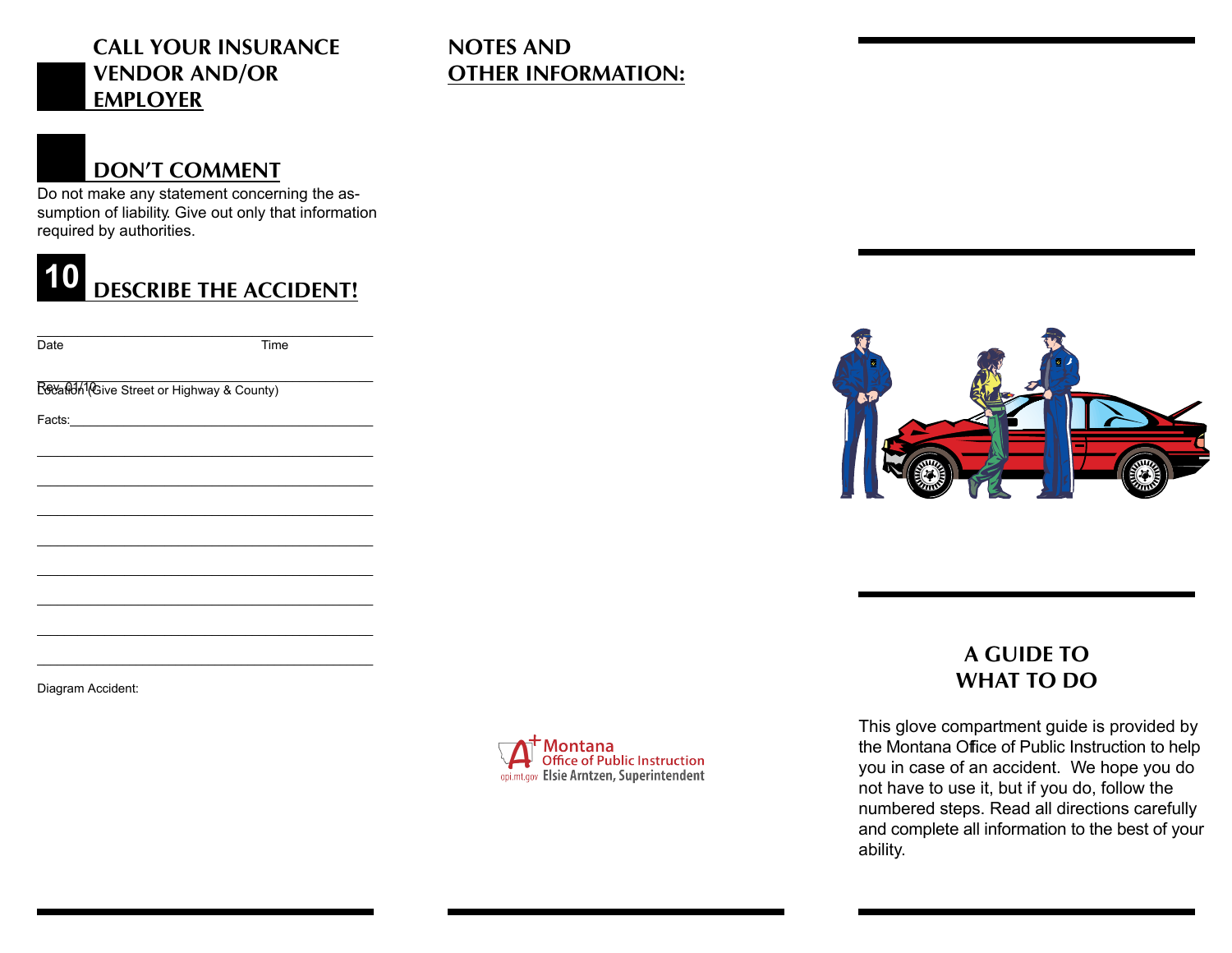## CALL YOUR INSURANCE VENDOR AND/OR EMPLOYER

## DON'T COMMENT

Do not make any statement concerning the assumption of liability. Give out only that information required by authorities.

## 10 DESCRIBE THE ACCIDENT!

Date Time

Location (Give Street or Highway & County)

Rev. 01/10

Facts:

Diagram Accident:

## NOTES AND OTHER INFORMATION:

Montana Office of Public Instruction

opi.mt.gov Elsie Arntzen, Superintendent

## A GUIDE TO WHAT TO DO

This glove compartment guide is provided by the Montana Office of Public Instruction to help you in case of an accident. We hope you do not have to use it, but if you do, follow the numbered steps. Read all directions carefully and complete all information to the best of your ability.